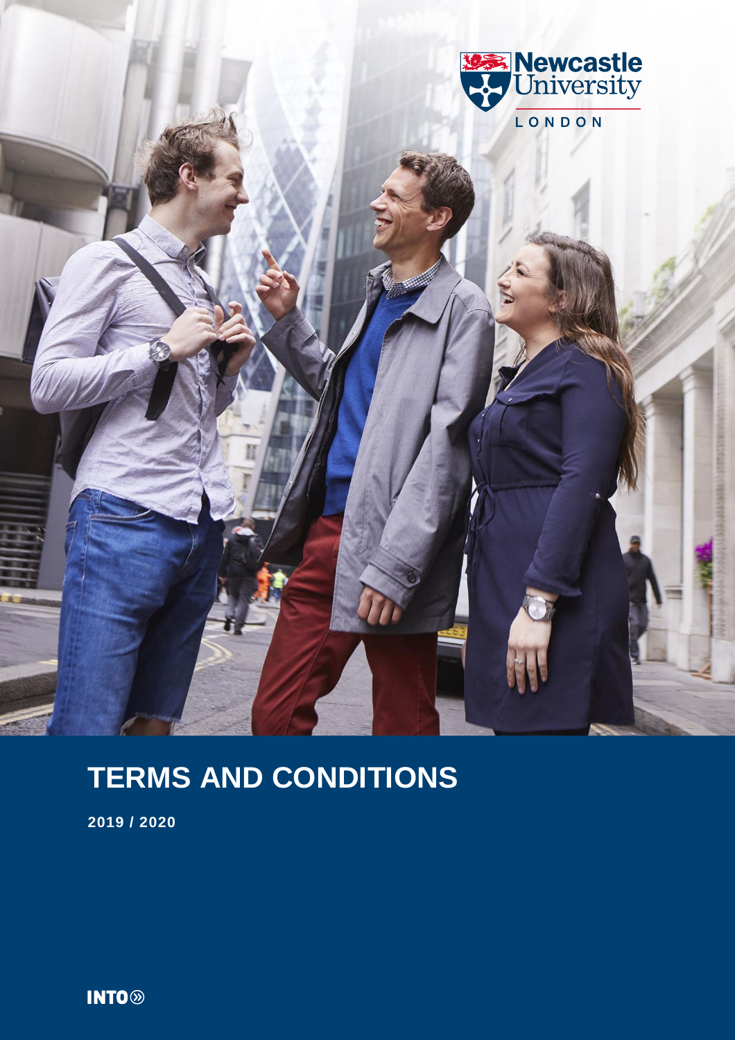Newcastle University

LONDON

# TERMS AND CONDITIONS

**2019 / 2020**

INTO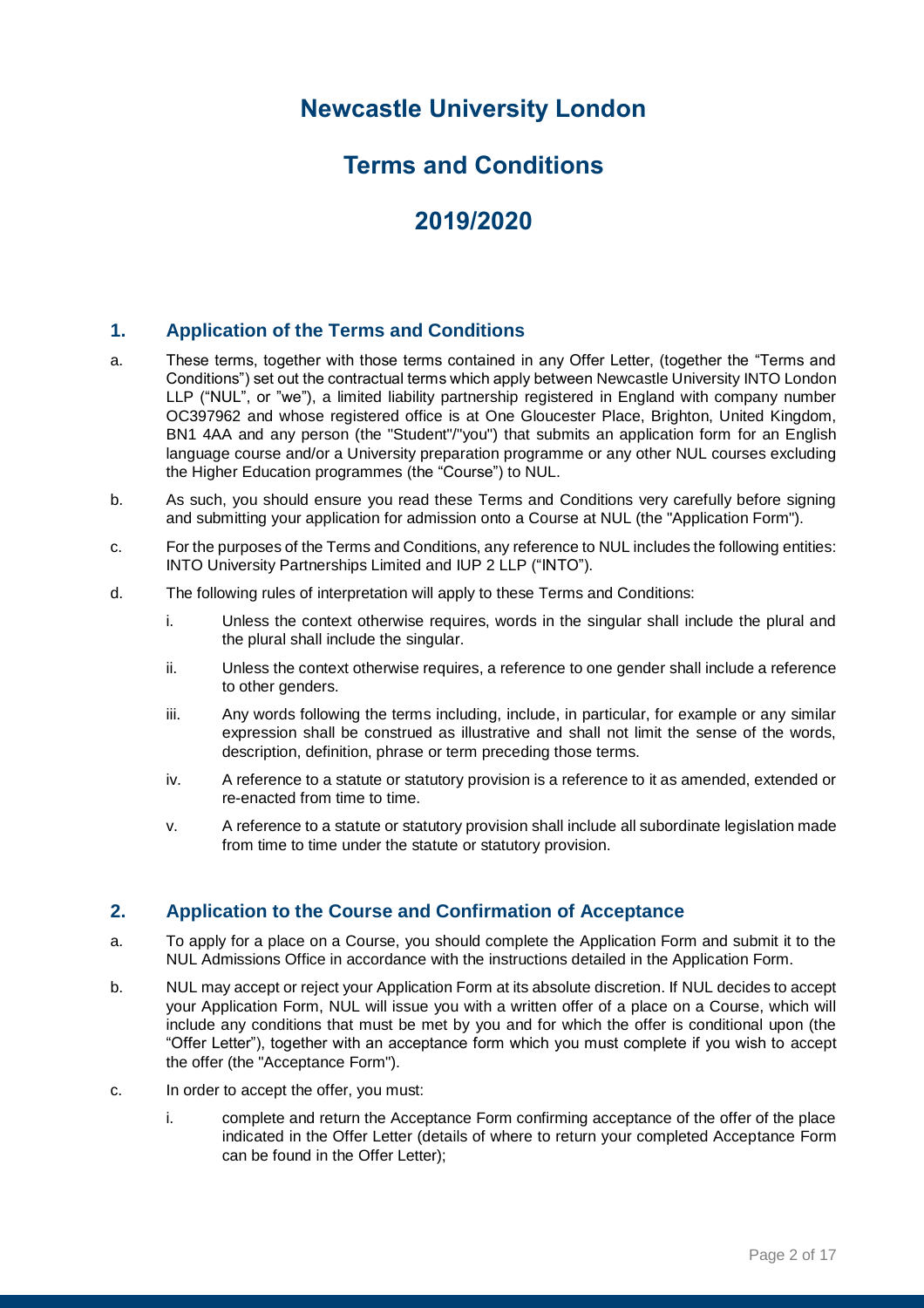# Newcastle University London

# Terms and Conditions

# 2019/2020

## 1. Application of the Terms and Conditions

a. These terms, together with those terms contained in any Offer Letter, (together the "Terms and Conditions") set out the contractual terms which apply between Newcastle University INTO London LLP ("NUL", or "we"), a limited liability partnership registered in England with company number OC397962 and whose registered office is at One Gloucester Place, Brighton, United Kingdom, BN1 4AA and any person (the "Student"/"you") that submits an application form for an English language course and/or a University preparation programme or any other NUL courses excluding the Higher Education programmes (the "Course") to NUL.

b. As such, you should ensure you read these Terms and Conditions very carefully before signing and submitting your application for admission onto a Course at NUL (the "Application Form").

c. For the purposes of the Terms and Conditions, any reference to NUL includes the following entities: INTO University Partnerships Limited and IUP 2 LLP ("INTO").

d. The following rules of interpretation will apply to these Terms and Conditions:

   i. Unless the context otherwise requires, words in the singular shall include the plural and the plural shall include the singular.

   ii. Unless the context otherwise requires, a reference to one gender shall include a reference to other genders.

   iii. Any words following the terms including, include, in particular, for example or any similar expression shall be construed as illustrative and shall not limit the sense of the words, description, definition, phrase or term preceding those terms.

   iv. A reference to a statute or statutory provision is a reference to it as amended, extended or re-enacted from time to time.

   v. A reference to a statute or statutory provision shall include all subordinate legislation made from time to time under the statute or statutory provision.

## 2. Application to the Course and Confirmation of Acceptance

a. To apply for a place on a Course, you should complete the Application Form and submit it to the NUL Admissions Office in accordance with the instructions detailed in the Application Form.

b. NUL may accept or reject your Application Form at its absolute discretion. If NUL decides to accept your Application Form, NUL will issue you with a written offer of a place on a Course, which will include any conditions that must be met by you and for which the offer is conditional upon (the "Offer Letter"), together with an acceptance form which you must complete if you wish to accept the offer (the "Acceptance Form").

c. In order to accept the offer, you must:

   i. complete and return the Acceptance Form confirming acceptance of the offer of the place indicated in the Offer Letter (details of where to return your completed Acceptance Form can be found in the Offer Letter);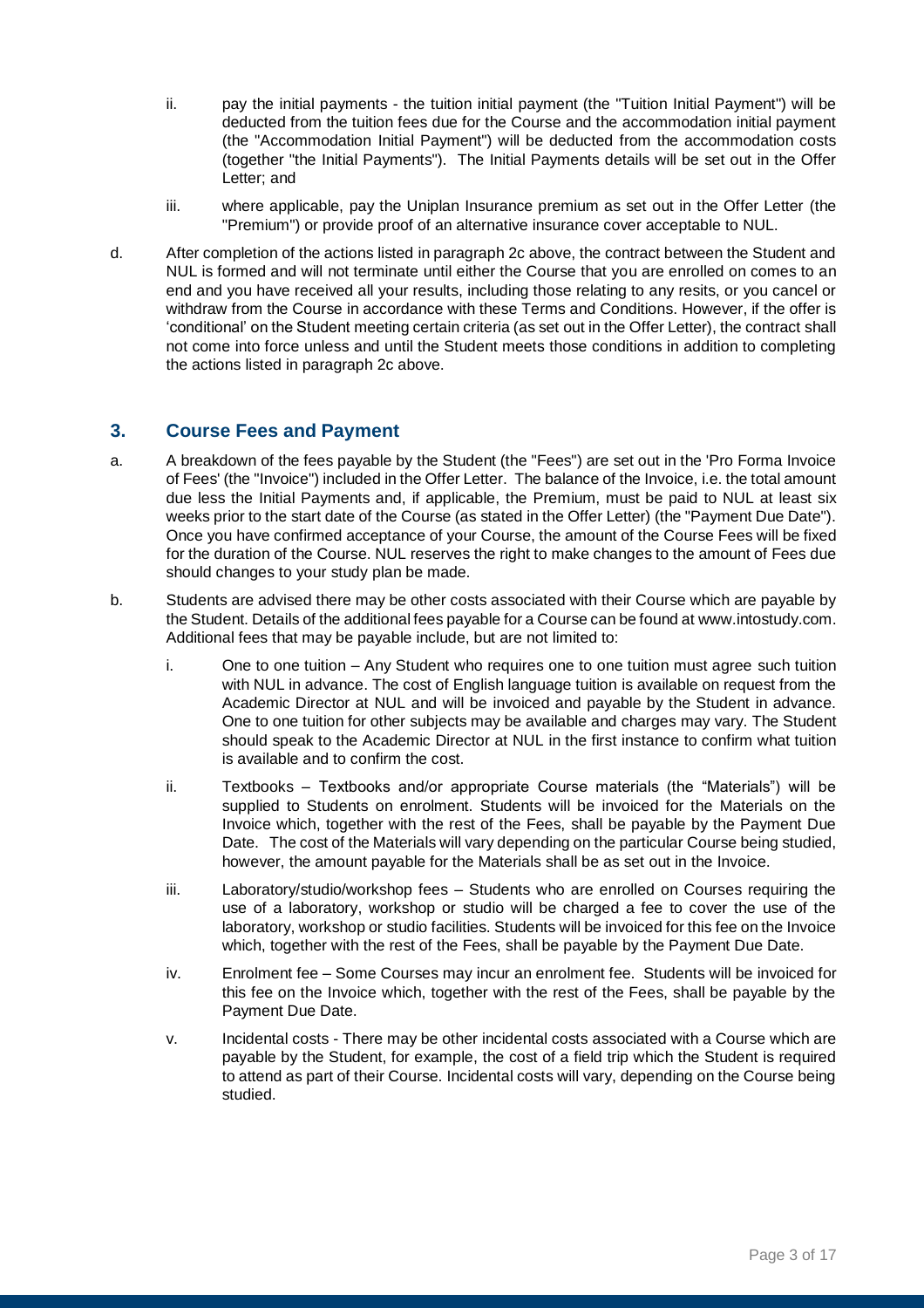ii. pay the initial payments - the tuition initial payment (the "Tuition Initial Payment") will be deducted from the tuition fees due for the Course and the accommodation initial payment (the "Accommodation Initial Payment") will be deducted from the accommodation costs (together "the Initial Payments"). The Initial Payments details will be set out in the Offer Letter; and

iii. where applicable, pay the Uniplan Insurance premium as set out in the Offer Letter (the "Premium") or provide proof of an alternative insurance cover acceptable to NUL.

d. After completion of the actions listed in paragraph 2c above, the contract between the Student and NUL is formed and will not terminate until either the Course that you are enrolled on comes to an end and you have received all your results, including those relating to any resits, or you cancel or withdraw from the Course in accordance with these Terms and Conditions. However, if the offer is 'conditional' on the Student meeting certain criteria (as set out in the Offer Letter), the contract shall not come into force unless and until the Student meets those conditions in addition to completing the actions listed in paragraph 2c above.

## 3. Course Fees and Payment

a. A breakdown of the fees payable by the Student (the "Fees") are set out in the 'Pro Forma Invoice of Fees' (the "Invoice") included in the Offer Letter. The balance of the Invoice, i.e. the total amount due less the Initial Payments and, if applicable, the Premium, must be paid to NUL at least six weeks prior to the start date of the Course (as stated in the Offer Letter) (the "Payment Due Date"). Once you have confirmed acceptance of your Course, the amount of the Course Fees will be fixed for the duration of the Course. NUL reserves the right to make changes to the amount of Fees due should changes to your study plan be made.

b. Students are advised there may be other costs associated with their Course which are payable by the Student. Details of the additional fees payable for a Course can be found at www.intostudy.com. Additional fees that may be payable include, but are not limited to:

i. One to one tuition – Any Student who requires one to one tuition must agree such tuition with NUL in advance. The cost of English language tuition is available on request from the Academic Director at NUL and will be invoiced and payable by the Student in advance. One to one tuition for other subjects may be available and charges may vary. The Student should speak to the Academic Director at NUL in the first instance to confirm what tuition is available and to confirm the cost.

ii. Textbooks – Textbooks and/or appropriate Course materials (the "Materials") will be supplied to Students on enrolment. Students will be invoiced for the Materials on the Invoice which, together with the rest of the Fees, shall be payable by the Payment Due Date. The cost of the Materials will vary depending on the particular Course being studied, however, the amount payable for the Materials shall be as set out in the Invoice.

iii. Laboratory/studio/workshop fees – Students who are enrolled on Courses requiring the use of a laboratory, workshop or studio will be charged a fee to cover the use of the laboratory, workshop or studio facilities. Students will be invoiced for this fee on the Invoice which, together with the rest of the Fees, shall be payable by the Payment Due Date.

iv. Enrolment fee – Some Courses may incur an enrolment fee. Students will be invoiced for this fee on the Invoice which, together with the rest of the Fees, shall be payable by the Payment Due Date.

v. Incidental costs - There may be other incidental costs associated with a Course which are payable by the Student, for example, the cost of a field trip which the Student is required to attend as part of their Course. Incidental costs will vary, depending on the Course being studied.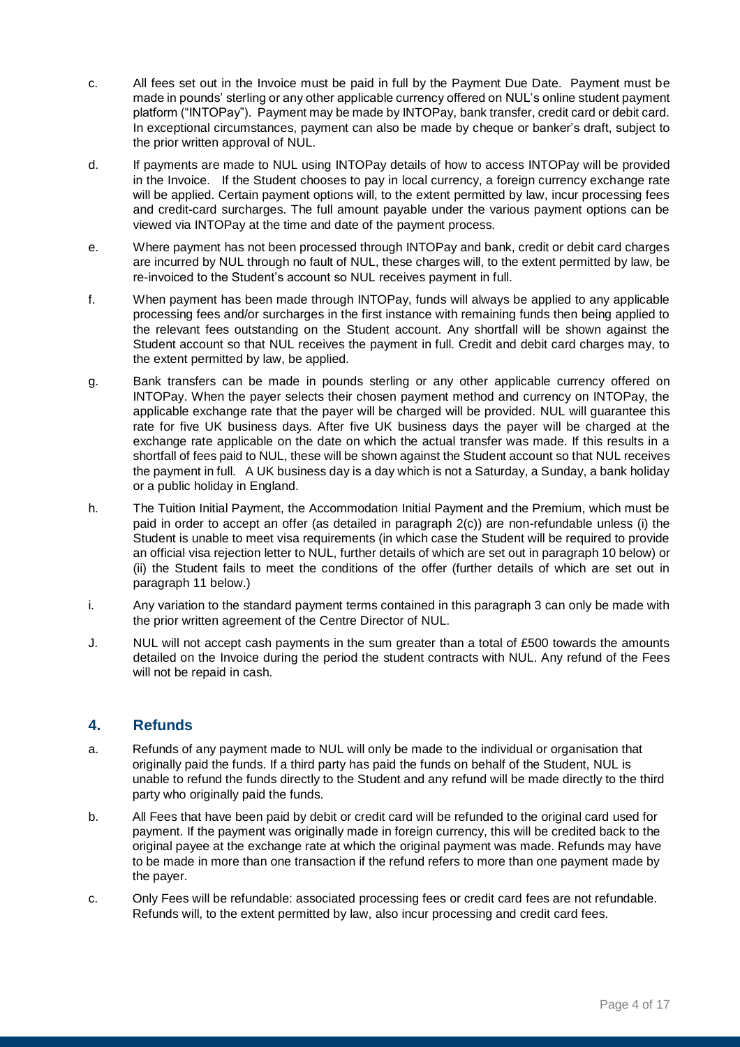c. All fees set out in the Invoice must be paid in full by the Payment Due Date. Payment must be made in pounds' sterling or any other applicable currency offered on NUL's online student payment platform ("INTOPay"). Payment may be made by INTOPay, bank transfer, credit card or debit card. In exceptional circumstances, payment can also be made by cheque or banker's draft, subject to the prior written approval of NUL.

d. If payments are made to NUL using INTOPay details of how to access INTOPay will be provided in the Invoice. If the Student chooses to pay in local currency, a foreign currency exchange rate will be applied. Certain payment options will, to the extent permitted by law, incur processing fees and credit-card surcharges. The full amount payable under the various payment options can be viewed via INTOPay at the time and date of the payment process.

e. Where payment has not been processed through INTOPay and bank, credit or debit card charges are incurred by NUL through no fault of NUL, these charges will, to the extent permitted by law, be re-invoiced to the Student's account so NUL receives payment in full.

f. When payment has been made through INTOPay, funds will always be applied to any applicable processing fees and/or surcharges in the first instance with remaining funds then being applied to the relevant fees outstanding on the Student account. Any shortfall will be shown against the Student account so that NUL receives the payment in full. Credit and debit card charges may, to the extent permitted by law, be applied.

g. Bank transfers can be made in pounds sterling or any other applicable currency offered on INTOPay. When the payer selects their chosen payment method and currency on INTOPay, the applicable exchange rate that the payer will be charged will be provided. NUL will guarantee this rate for five UK business days. After five UK business days the payer will be charged at the exchange rate applicable on the date on which the actual transfer was made. If this results in a shortfall of fees paid to NUL, these will be shown against the Student account so that NUL receives the payment in full. A UK business day is a day which is not a Saturday, a Sunday, a bank holiday or a public holiday in England.

h. The Tuition Initial Payment, the Accommodation Initial Payment and the Premium, which must be paid in order to accept an offer (as detailed in paragraph 2(c)) are non-refundable unless (i) the Student is unable to meet visa requirements (in which case the Student will be required to provide an official visa rejection letter to NUL, further details of which are set out in paragraph 10 below) or (ii) the Student fails to meet the conditions of the offer (further details of which are set out in paragraph 11 below.)

i. Any variation to the standard payment terms contained in this paragraph 3 can only be made with the prior written agreement of the Centre Director of NUL.

J. NUL will not accept cash payments in the sum greater than a total of £500 towards the amounts detailed on the Invoice during the period the student contracts with NUL. Any refund of the Fees will not be repaid in cash.

## 4. Refunds

a. Refunds of any payment made to NUL will only be made to the individual or organisation that originally paid the funds. If a third party has paid the funds on behalf of the Student, NUL is unable to refund the funds directly to the Student and any refund will be made directly to the third party who originally paid the funds.

b. All Fees that have been paid by debit or credit card will be refunded to the original card used for payment. If the payment was originally made in foreign currency, this will be credited back to the original payee at the exchange rate at which the original payment was made. Refunds may have to be made in more than one transaction if the refund refers to more than one payment made by the payer.

c. Only Fees will be refundable: associated processing fees or credit card fees are not refundable. Refunds will, to the extent permitted by law, also incur processing and credit card fees.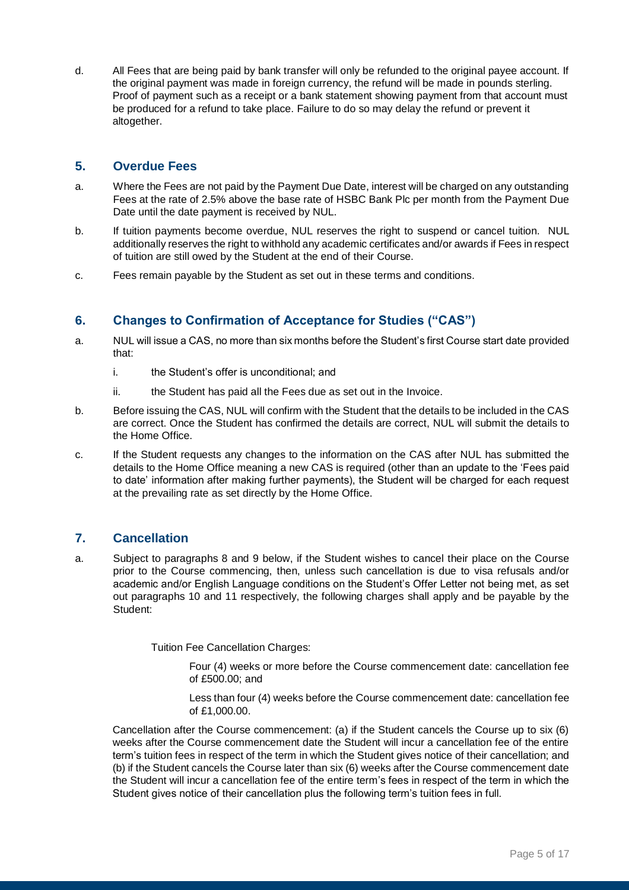d. All Fees that are being paid by bank transfer will only be refunded to the original payee account. If the original payment was made in foreign currency, the refund will be made in pounds sterling. Proof of payment such as a receipt or a bank statement showing payment from that account must be produced for a refund to take place. Failure to do so may delay the refund or prevent it altogether.

## 5. Overdue Fees

a. Where the Fees are not paid by the Payment Due Date, interest will be charged on any outstanding Fees at the rate of 2.5% above the base rate of HSBC Bank Plc per month from the Payment Due Date until the date payment is received by NUL.

b. If tuition payments become overdue, NUL reserves the right to suspend or cancel tuition. NUL additionally reserves the right to withhold any academic certificates and/or awards if Fees in respect of tuition are still owed by the Student at the end of their Course.

c. Fees remain payable by the Student as set out in these terms and conditions.

## 6. Changes to Confirmation of Acceptance for Studies ("CAS")

a. NUL will issue a CAS, no more than six months before the Student's first Course start date provided that:

   i. the Student's offer is unconditional; and

   ii. the Student has paid all the Fees due as set out in the Invoice.

b. Before issuing the CAS, NUL will confirm with the Student that the details to be included in the CAS are correct. Once the Student has confirmed the details are correct, NUL will submit the details to the Home Office.

c. If the Student requests any changes to the information on the CAS after NUL has submitted the details to the Home Office meaning a new CAS is required (other than an update to the 'Fees paid to date' information after making further payments), the Student will be charged for each request at the prevailing rate as set directly by the Home Office.

## 7. Cancellation

a. Subject to paragraphs 8 and 9 below, if the Student wishes to cancel their place on the Course prior to the Course commencing, then, unless such cancellation is due to visa refusals and/or academic and/or English Language conditions on the Student's Offer Letter not being met, as set out paragraphs 10 and 11 respectively, the following charges shall apply and be payable by the Student:

Tuition Fee Cancellation Charges:

Four (4) weeks or more before the Course commencement date: cancellation fee of £500.00; and

Less than four (4) weeks before the Course commencement date: cancellation fee of £1,000.00.

Cancellation after the Course commencement: (a) if the Student cancels the Course up to six (6) weeks after the Course commencement date the Student will incur a cancellation fee of the entire term's tuition fees in respect of the term in which the Student gives notice of their cancellation; and (b) if the Student cancels the Course later than six (6) weeks after the Course commencement date the Student will incur a cancellation fee of the entire term's fees in respect of the term in which the Student gives notice of their cancellation plus the following term's tuition fees in full.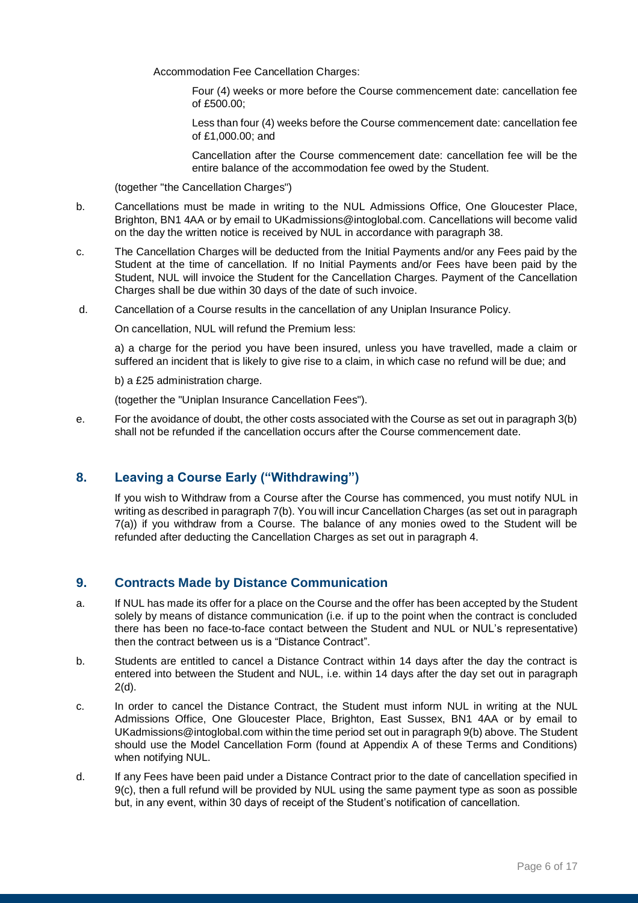Accommodation Fee Cancellation Charges:

Four (4) weeks or more before the Course commencement date: cancellation fee of £500.00;

Less than four (4) weeks before the Course commencement date: cancellation fee of £1,000.00; and

Cancellation after the Course commencement date: cancellation fee will be the entire balance of the accommodation fee owed by the Student.

(together "the Cancellation Charges")

b. Cancellations must be made in writing to the NUL Admissions Office, One Gloucester Place, Brighton, BN1 4AA or by email to UKadmissions@intoglobal.com. Cancellations will become valid on the day the written notice is received by NUL in accordance with paragraph 38.

c. The Cancellation Charges will be deducted from the Initial Payments and/or any Fees paid by the Student at the time of cancellation. If no Initial Payments and/or Fees have been paid by the Student, NUL will invoice the Student for the Cancellation Charges. Payment of the Cancellation Charges shall be due within 30 days of the date of such invoice.

d. Cancellation of a Course results in the cancellation of any Uniplan Insurance Policy.

On cancellation, NUL will refund the Premium less:

a) a charge for the period you have been insured, unless you have travelled, made a claim or suffered an incident that is likely to give rise to a claim, in which case no refund will be due; and

b) a £25 administration charge.

(together the "Uniplan Insurance Cancellation Fees").

e. For the avoidance of doubt, the other costs associated with the Course as set out in paragraph 3(b) shall not be refunded if the cancellation occurs after the Course commencement date.

## 8. Leaving a Course Early ("Withdrawing")

If you wish to Withdraw from a Course after the Course has commenced, you must notify NUL in writing as described in paragraph 7(b). You will incur Cancellation Charges (as set out in paragraph 7(a)) if you withdraw from a Course. The balance of any monies owed to the Student will be refunded after deducting the Cancellation Charges as set out in paragraph 4.

## 9. Contracts Made by Distance Communication

a. If NUL has made its offer for a place on the Course and the offer has been accepted by the Student solely by means of distance communication (i.e. if up to the point when the contract is concluded there has been no face-to-face contact between the Student and NUL or NUL's representative) then the contract between us is a "Distance Contract".

b. Students are entitled to cancel a Distance Contract within 14 days after the day the contract is entered into between the Student and NUL, i.e. within 14 days after the day set out in paragraph 2(d).

c. In order to cancel the Distance Contract, the Student must inform NUL in writing at the NUL Admissions Office, One Gloucester Place, Brighton, East Sussex, BN1 4AA or by email to UKadmissions@intoglobal.com within the time period set out in paragraph 9(b) above. The Student should use the Model Cancellation Form (found at Appendix A of these Terms and Conditions) when notifying NUL.

d. If any Fees have been paid under a Distance Contract prior to the date of cancellation specified in 9(c), then a full refund will be provided by NUL using the same payment type as soon as possible but, in any event, within 30 days of receipt of the Student's notification of cancellation.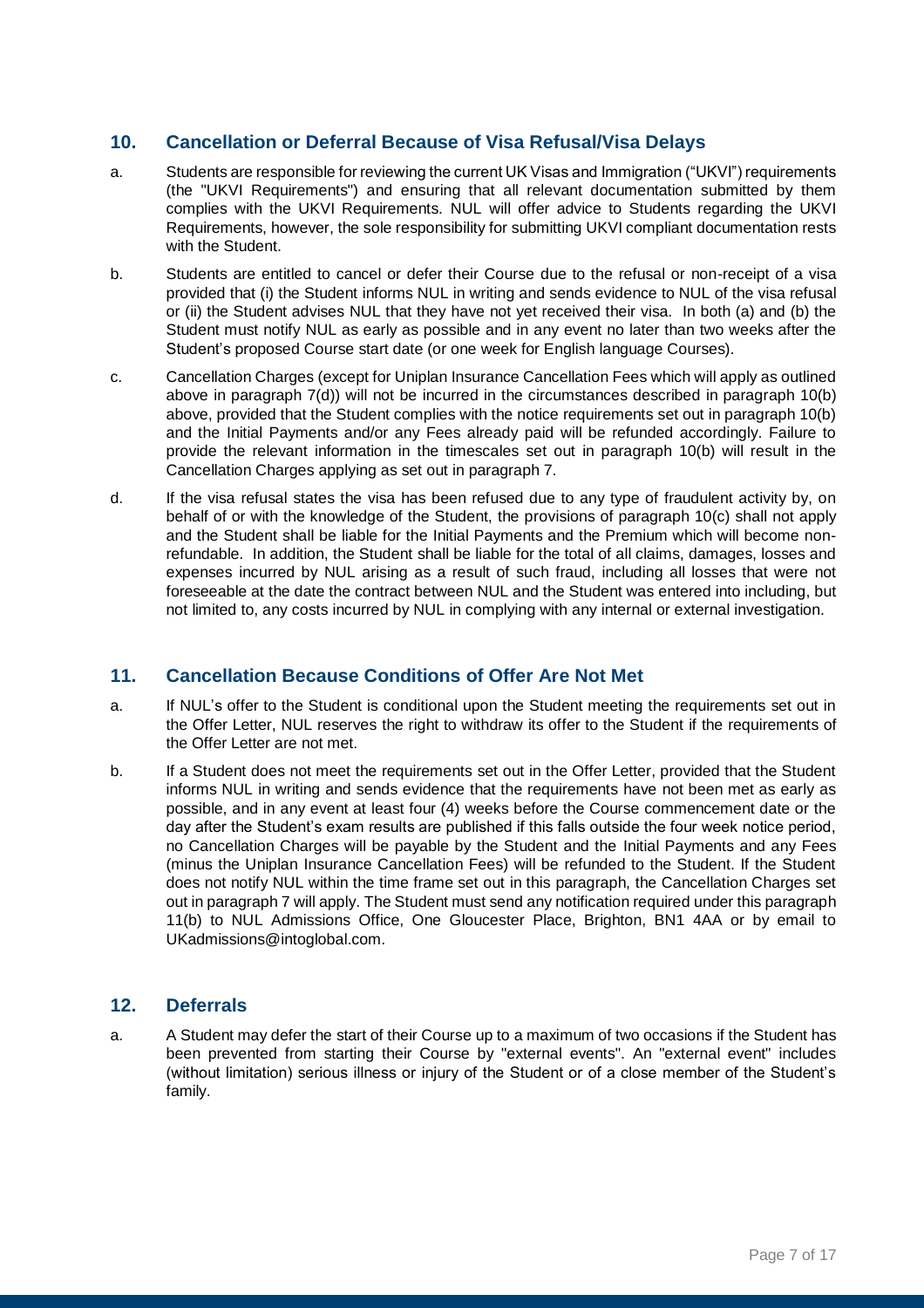## 10. Cancellation or Deferral Because of Visa Refusal/Visa Delays

a. Students are responsible for reviewing the current UK Visas and Immigration ("UKVI") requirements (the "UKVI Requirements") and ensuring that all relevant documentation submitted by them complies with the UKVI Requirements. NUL will offer advice to Students regarding the UKVI Requirements, however, the sole responsibility for submitting UKVI compliant documentation rests with the Student.

b. Students are entitled to cancel or defer their Course due to the refusal or non-receipt of a visa provided that (i) the Student informs NUL in writing and sends evidence to NUL of the visa refusal or (ii) the Student advises NUL that they have not yet received their visa. In both (a) and (b) the Student must notify NUL as early as possible and in any event no later than two weeks after the Student's proposed Course start date (or one week for English language Courses).

c. Cancellation Charges (except for Uniplan Insurance Cancellation Fees which will apply as outlined above in paragraph 7(d)) will not be incurred in the circumstances described in paragraph 10(b) above, provided that the Student complies with the notice requirements set out in paragraph 10(b) and the Initial Payments and/or any Fees already paid will be refunded accordingly. Failure to provide the relevant information in the timescales set out in paragraph 10(b) will result in the Cancellation Charges applying as set out in paragraph 7.

d. If the visa refusal states the visa has been refused due to any type of fraudulent activity by, on behalf of or with the knowledge of the Student, the provisions of paragraph 10(c) shall not apply and the Student shall be liable for the Initial Payments and the Premium which will become non-refundable. In addition, the Student shall be liable for the total of all claims, damages, losses and expenses incurred by NUL arising as a result of such fraud, including all losses that were not foreseeable at the date the contract between NUL and the Student was entered into including, but not limited to, any costs incurred by NUL in complying with any internal or external investigation.

## 11. Cancellation Because Conditions of Offer Are Not Met

a. If NUL's offer to the Student is conditional upon the Student meeting the requirements set out in the Offer Letter, NUL reserves the right to withdraw its offer to the Student if the requirements of the Offer Letter are not met.

b. If a Student does not meet the requirements set out in the Offer Letter, provided that the Student informs NUL in writing and sends evidence that the requirements have not been met as early as possible, and in any event at least four (4) weeks before the Course commencement date or the day after the Student's exam results are published if this falls outside the four week notice period, no Cancellation Charges will be payable by the Student and the Initial Payments and any Fees (minus the Uniplan Insurance Cancellation Fees) will be refunded to the Student. If the Student does not notify NUL within the time frame set out in this paragraph, the Cancellation Charges set out in paragraph 7 will apply. The Student must send any notification required under this paragraph 11(b) to NUL Admissions Office, One Gloucester Place, Brighton, BN1 4AA or by email to UKadmissions@intoglobal.com.

## 12. Deferrals

a. A Student may defer the start of their Course up to a maximum of two occasions if the Student has been prevented from starting their Course by "external events". An "external event" includes (without limitation) serious illness or injury of the Student or of a close member of the Student's family.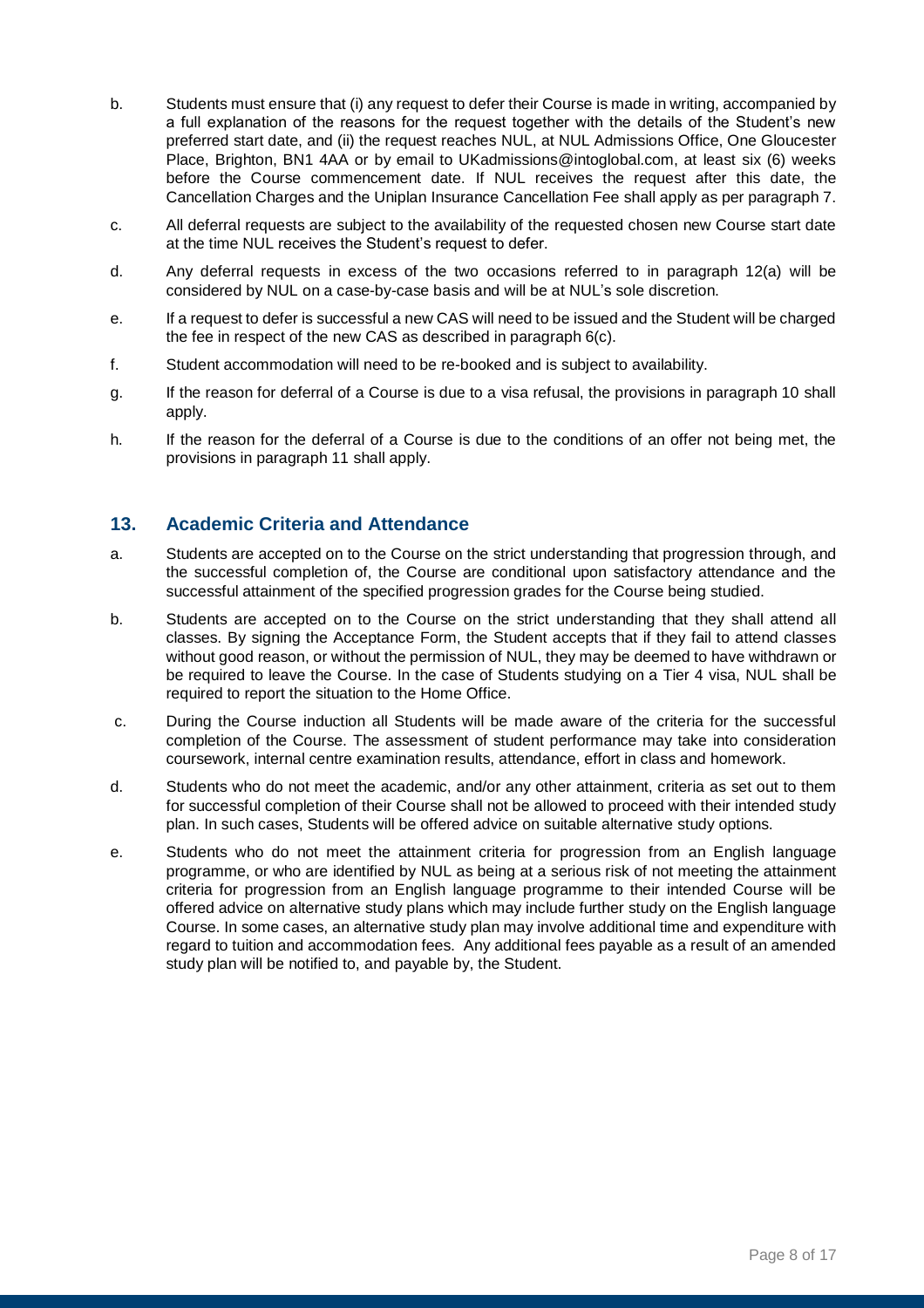b. Students must ensure that (i) any request to defer their Course is made in writing, accompanied by a full explanation of the reasons for the request together with the details of the Student's new preferred start date, and (ii) the request reaches NUL, at NUL Admissions Office, One Gloucester Place, Brighton, BN1 4AA or by email to UKadmissions@intoglobal.com, at least six (6) weeks before the Course commencement date. If NUL receives the request after this date, the Cancellation Charges and the Uniplan Insurance Cancellation Fee shall apply as per paragraph 7.

c. All deferral requests are subject to the availability of the requested chosen new Course start date at the time NUL receives the Student's request to defer.

d. Any deferral requests in excess of the two occasions referred to in paragraph 12(a) will be considered by NUL on a case-by-case basis and will be at NUL's sole discretion.

e. If a request to defer is successful a new CAS will need to be issued and the Student will be charged the fee in respect of the new CAS as described in paragraph 6(c).

f. Student accommodation will need to be re-booked and is subject to availability.

g. If the reason for deferral of a Course is due to a visa refusal, the provisions in paragraph 10 shall apply.

h. If the reason for the deferral of a Course is due to the conditions of an offer not being met, the provisions in paragraph 11 shall apply.

## 13. Academic Criteria and Attendance

a. Students are accepted on to the Course on the strict understanding that progression through, and the successful completion of, the Course are conditional upon satisfactory attendance and the successful attainment of the specified progression grades for the Course being studied.

b. Students are accepted on to the Course on the strict understanding that they shall attend all classes. By signing the Acceptance Form, the Student accepts that if they fail to attend classes without good reason, or without the permission of NUL, they may be deemed to have withdrawn or be required to leave the Course. In the case of Students studying on a Tier 4 visa, NUL shall be required to report the situation to the Home Office.

c. During the Course induction all Students will be made aware of the criteria for the successful completion of the Course. The assessment of student performance may take into consideration coursework, internal centre examination results, attendance, effort in class and homework.

d. Students who do not meet the academic, and/or any other attainment, criteria as set out to them for successful completion of their Course shall not be allowed to proceed with their intended study plan. In such cases, Students will be offered advice on suitable alternative study options.

e. Students who do not meet the attainment criteria for progression from an English language programme, or who are identified by NUL as being at a serious risk of not meeting the attainment criteria for progression from an English language programme to their intended Course will be offered advice on alternative study plans which may include further study on the English language Course. In some cases, an alternative study plan may involve additional time and expenditure with regard to tuition and accommodation fees. Any additional fees payable as a result of an amended study plan will be notified to, and payable by, the Student.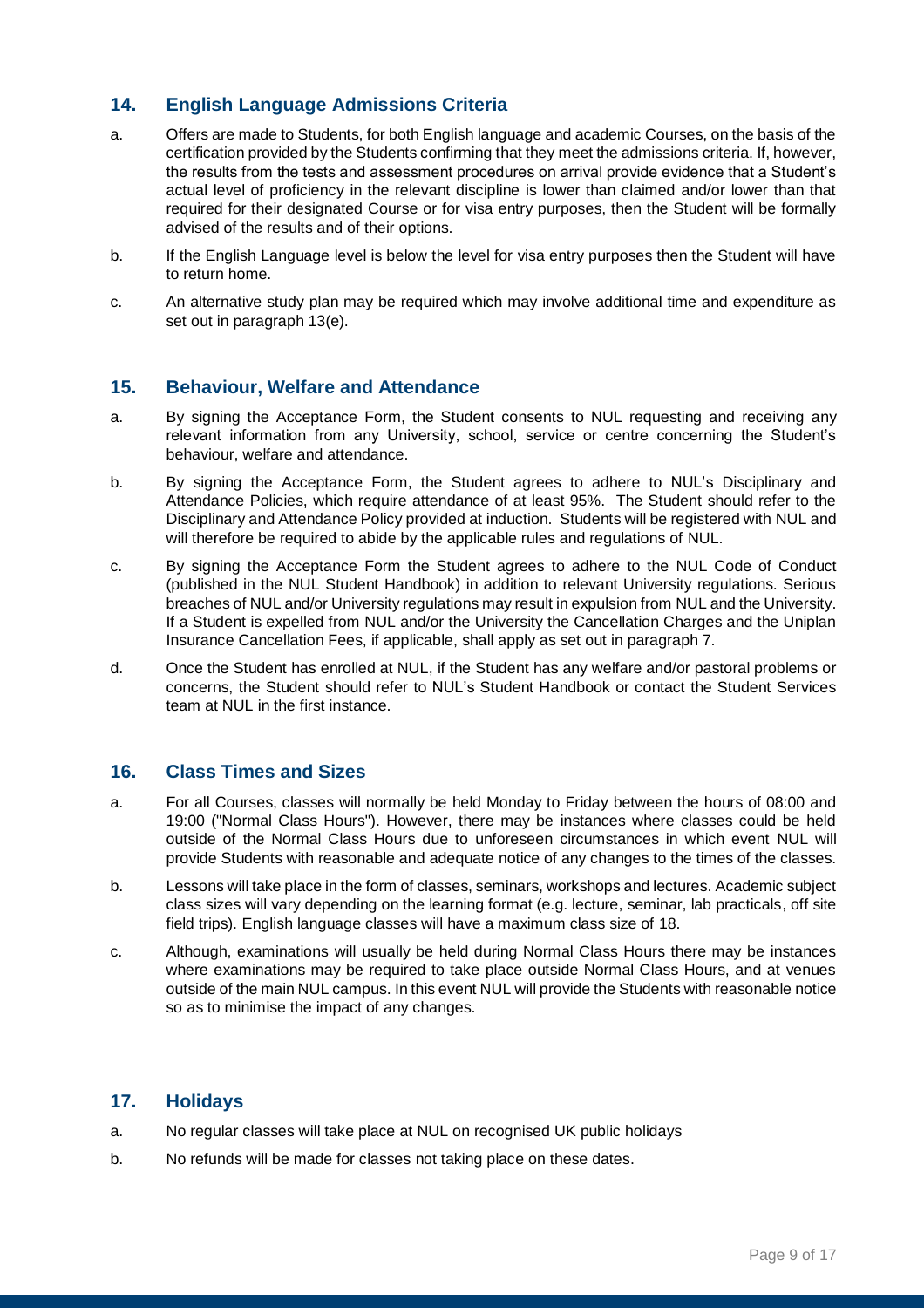## 14. English Language Admissions Criteria

a. Offers are made to Students, for both English language and academic Courses, on the basis of the certification provided by the Students confirming that they meet the admissions criteria. If, however, the results from the tests and assessment procedures on arrival provide evidence that a Student's actual level of proficiency in the relevant discipline is lower than claimed and/or lower than that required for their designated Course or for visa entry purposes, then the Student will be formally advised of the results and of their options.

b. If the English Language level is below the level for visa entry purposes then the Student will have to return home.

c. An alternative study plan may be required which may involve additional time and expenditure as set out in paragraph 13(e).

## 15. Behaviour, Welfare and Attendance

a. By signing the Acceptance Form, the Student consents to NUL requesting and receiving any relevant information from any University, school, service or centre concerning the Student's behaviour, welfare and attendance.

b. By signing the Acceptance Form, the Student agrees to adhere to NUL's Disciplinary and Attendance Policies, which require attendance of at least 95%. The Student should refer to the Disciplinary and Attendance Policy provided at induction. Students will be registered with NUL and will therefore be required to abide by the applicable rules and regulations of NUL.

c. By signing the Acceptance Form the Student agrees to adhere to the NUL Code of Conduct (published in the NUL Student Handbook) in addition to relevant University regulations. Serious breaches of NUL and/or University regulations may result in expulsion from NUL and the University. If a Student is expelled from NUL and/or the University the Cancellation Charges and the Uniplan Insurance Cancellation Fees, if applicable, shall apply as set out in paragraph 7.

d. Once the Student has enrolled at NUL, if the Student has any welfare and/or pastoral problems or concerns, the Student should refer to NUL's Student Handbook or contact the Student Services team at NUL in the first instance.

## 16. Class Times and Sizes

a. For all Courses, classes will normally be held Monday to Friday between the hours of 08:00 and 19:00 ("Normal Class Hours"). However, there may be instances where classes could be held outside of the Normal Class Hours due to unforeseen circumstances in which event NUL will provide Students with reasonable and adequate notice of any changes to the times of the classes.

b. Lessons will take place in the form of classes, seminars, workshops and lectures. Academic subject class sizes will vary depending on the learning format (e.g. lecture, seminar, lab practicals, off site field trips). English language classes will have a maximum class size of 18.

c. Although, examinations will usually be held during Normal Class Hours there may be instances where examinations may be required to take place outside Normal Class Hours, and at venues outside of the main NUL campus. In this event NUL will provide the Students with reasonable notice so as to minimise the impact of any changes.

## 17. Holidays

a. No regular classes will take place at NUL on recognised UK public holidays

b. No refunds will be made for classes not taking place on these dates.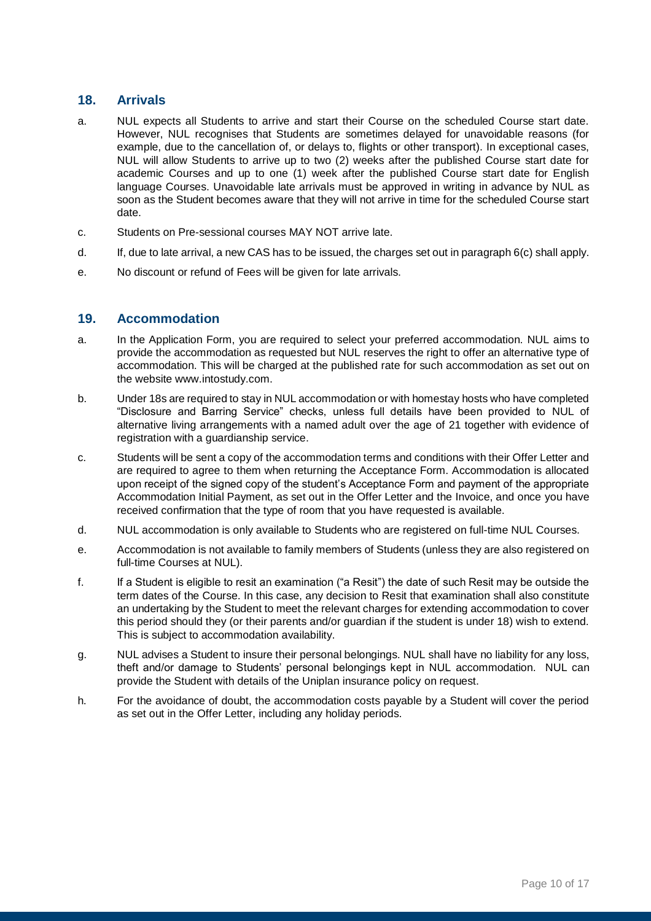## 18. Arrivals

a. NUL expects all Students to arrive and start their Course on the scheduled Course start date. However, NUL recognises that Students are sometimes delayed for unavoidable reasons (for example, due to the cancellation of, or delays to, flights or other transport). In exceptional cases, NUL will allow Students to arrive up to two (2) weeks after the published Course start date for academic Courses and up to one (1) week after the published Course start date for English language Courses. Unavoidable late arrivals must be approved in writing in advance by NUL as soon as the Student becomes aware that they will not arrive in time for the scheduled Course start date.

c. Students on Pre-sessional courses MAY NOT arrive late.

d. If, due to late arrival, a new CAS has to be issued, the charges set out in paragraph 6(c) shall apply.

e. No discount or refund of Fees will be given for late arrivals.

## 19. Accommodation

a. In the Application Form, you are required to select your preferred accommodation. NUL aims to provide the accommodation as requested but NUL reserves the right to offer an alternative type of accommodation. This will be charged at the published rate for such accommodation as set out on the website www.intostudy.com.

b. Under 18s are required to stay in NUL accommodation or with homestay hosts who have completed "Disclosure and Barring Service" checks, unless full details have been provided to NUL of alternative living arrangements with a named adult over the age of 21 together with evidence of registration with a guardianship service.

c. Students will be sent a copy of the accommodation terms and conditions with their Offer Letter and are required to agree to them when returning the Acceptance Form. Accommodation is allocated upon receipt of the signed copy of the student's Acceptance Form and payment of the appropriate Accommodation Initial Payment, as set out in the Offer Letter and the Invoice, and once you have received confirmation that the type of room that you have requested is available.

d. NUL accommodation is only available to Students who are registered on full-time NUL Courses.

e. Accommodation is not available to family members of Students (unless they are also registered on full-time Courses at NUL).

f. If a Student is eligible to resit an examination ("a Resit") the date of such Resit may be outside the term dates of the Course. In this case, any decision to Resit that examination shall also constitute an undertaking by the Student to meet the relevant charges for extending accommodation to cover this period should they (or their parents and/or guardian if the student is under 18) wish to extend. This is subject to accommodation availability.

g. NUL advises a Student to insure their personal belongings. NUL shall have no liability for any loss, theft and/or damage to Students' personal belongings kept in NUL accommodation. NUL can provide the Student with details of the Uniplan insurance policy on request.

h. For the avoidance of doubt, the accommodation costs payable by a Student will cover the period as set out in the Offer Letter, including any holiday periods.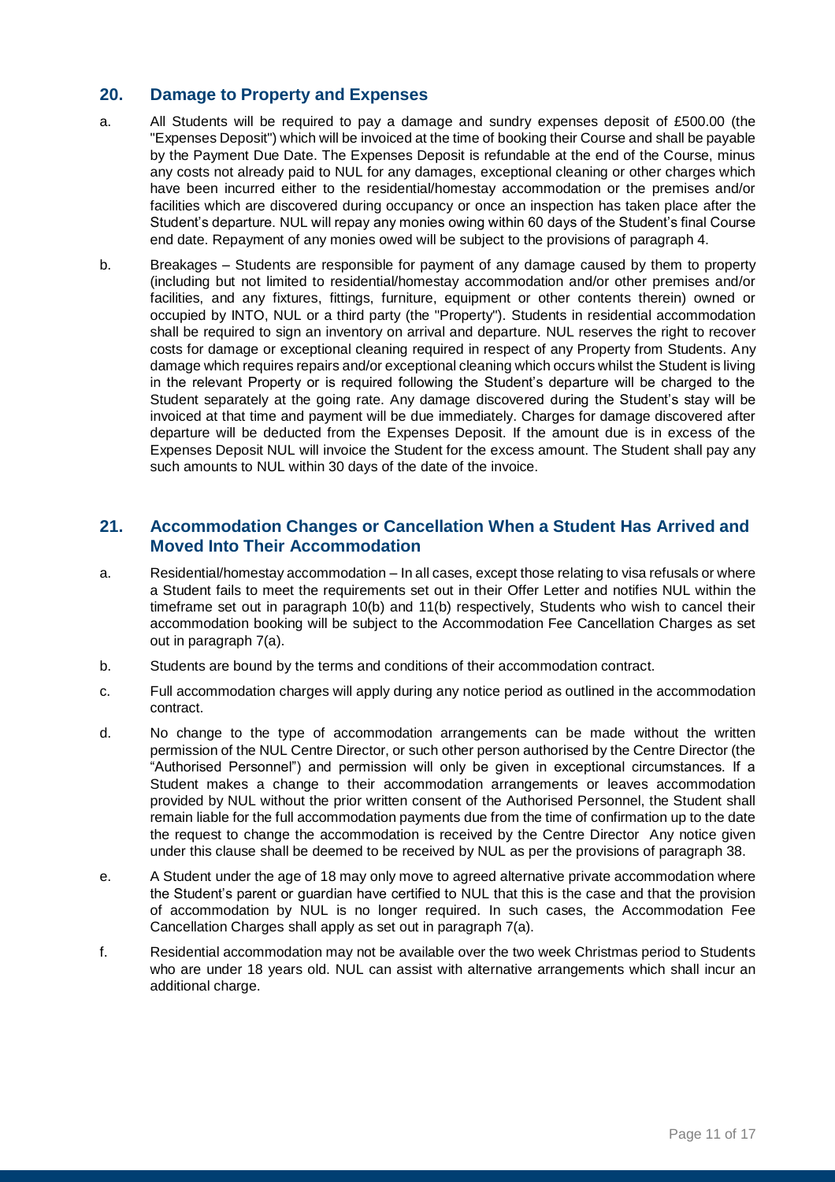## 20. Damage to Property and Expenses

a. All Students will be required to pay a damage and sundry expenses deposit of £500.00 (the "Expenses Deposit") which will be invoiced at the time of booking their Course and shall be payable by the Payment Due Date. The Expenses Deposit is refundable at the end of the Course, minus any costs not already paid to NUL for any damages, exceptional cleaning or other charges which have been incurred either to the residential/homestay accommodation or the premises and/or facilities which are discovered during occupancy or once an inspection has taken place after the Student's departure. NUL will repay any monies owing within 60 days of the Student's final Course end date. Repayment of any monies owed will be subject to the provisions of paragraph 4.

b. Breakages – Students are responsible for payment of any damage caused by them to property (including but not limited to residential/homestay accommodation and/or other premises and/or facilities, and any fixtures, fittings, furniture, equipment or other contents therein) owned or occupied by INTO, NUL or a third party (the "Property"). Students in residential accommodation shall be required to sign an inventory on arrival and departure. NUL reserves the right to recover costs for damage or exceptional cleaning required in respect of any Property from Students. Any damage which requires repairs and/or exceptional cleaning which occurs whilst the Student is living in the relevant Property or is required following the Student's departure will be charged to the Student separately at the going rate. Any damage discovered during the Student's stay will be invoiced at that time and payment will be due immediately. Charges for damage discovered after departure will be deducted from the Expenses Deposit. If the amount due is in excess of the Expenses Deposit NUL will invoice the Student for the excess amount. The Student shall pay any such amounts to NUL within 30 days of the date of the invoice.

## 21. Accommodation Changes or Cancellation When a Student Has Arrived and Moved Into Their Accommodation

a. Residential/homestay accommodation – In all cases, except those relating to visa refusals or where a Student fails to meet the requirements set out in their Offer Letter and notifies NUL within the timeframe set out in paragraph 10(b) and 11(b) respectively, Students who wish to cancel their accommodation booking will be subject to the Accommodation Fee Cancellation Charges as set out in paragraph 7(a).

b. Students are bound by the terms and conditions of their accommodation contract.

c. Full accommodation charges will apply during any notice period as outlined in the accommodation contract.

d. No change to the type of accommodation arrangements can be made without the written permission of the NUL Centre Director, or such other person authorised by the Centre Director (the "Authorised Personnel") and permission will only be given in exceptional circumstances. If a Student makes a change to their accommodation arrangements or leaves accommodation provided by NUL without the prior written consent of the Authorised Personnel, the Student shall remain liable for the full accommodation payments due from the time of confirmation up to the date the request to change the accommodation is received by the Centre Director Any notice given under this clause shall be deemed to be received by NUL as per the provisions of paragraph 38.

e. A Student under the age of 18 may only move to agreed alternative private accommodation where the Student's parent or guardian have certified to NUL that this is the case and that the provision of accommodation by NUL is no longer required. In such cases, the Accommodation Fee Cancellation Charges shall apply as set out in paragraph 7(a).

f. Residential accommodation may not be available over the two week Christmas period to Students who are under 18 years old. NUL can assist with alternative arrangements which shall incur an additional charge.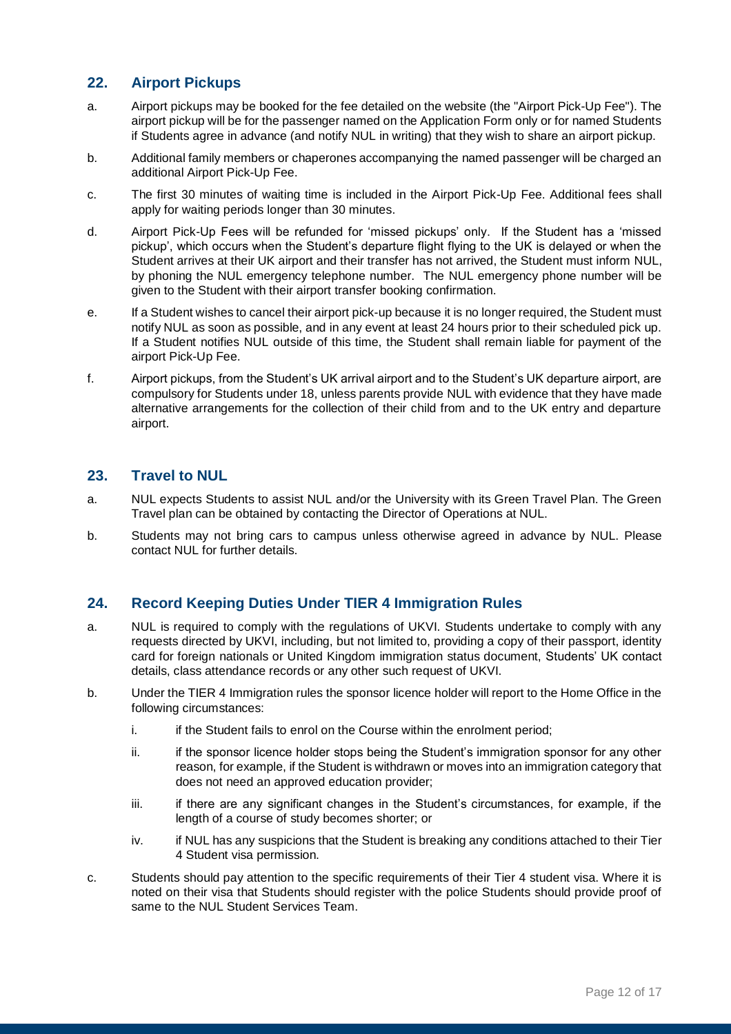## 22. Airport Pickups

a. Airport pickups may be booked for the fee detailed on the website (the "Airport Pick-Up Fee"). The airport pickup will be for the passenger named on the Application Form only or for named Students if Students agree in advance (and notify NUL in writing) that they wish to share an airport pickup.

b. Additional family members or chaperones accompanying the named passenger will be charged an additional Airport Pick-Up Fee.

c. The first 30 minutes of waiting time is included in the Airport Pick-Up Fee. Additional fees shall apply for waiting periods longer than 30 minutes.

d. Airport Pick-Up Fees will be refunded for 'missed pickups' only. If the Student has a 'missed pickup', which occurs when the Student's departure flight flying to the UK is delayed or when the Student arrives at their UK airport and their transfer has not arrived, the Student must inform NUL, by phoning the NUL emergency telephone number. The NUL emergency phone number will be given to the Student with their airport transfer booking confirmation.

e. If a Student wishes to cancel their airport pick-up because it is no longer required, the Student must notify NUL as soon as possible, and in any event at least 24 hours prior to their scheduled pick up. If a Student notifies NUL outside of this time, the Student shall remain liable for payment of the airport Pick-Up Fee.

f. Airport pickups, from the Student's UK arrival airport and to the Student's UK departure airport, are compulsory for Students under 18, unless parents provide NUL with evidence that they have made alternative arrangements for the collection of their child from and to the UK entry and departure airport.

## 23. Travel to NUL

a. NUL expects Students to assist NUL and/or the University with its Green Travel Plan. The Green Travel plan can be obtained by contacting the Director of Operations at NUL.

b. Students may not bring cars to campus unless otherwise agreed in advance by NUL. Please contact NUL for further details.

## 24. Record Keeping Duties Under TIER 4 Immigration Rules

a. NUL is required to comply with the regulations of UKVI. Students undertake to comply with any requests directed by UKVI, including, but not limited to, providing a copy of their passport, identity card for foreign nationals or United Kingdom immigration status document, Students' UK contact details, class attendance records or any other such request of UKVI.

b. Under the TIER 4 Immigration rules the sponsor licence holder will report to the Home Office in the following circumstances:

   i. if the Student fails to enrol on the Course within the enrolment period;

   ii. if the sponsor licence holder stops being the Student's immigration sponsor for any other reason, for example, if the Student is withdrawn or moves into an immigration category that does not need an approved education provider;

   iii. if there are any significant changes in the Student's circumstances, for example, if the length of a course of study becomes shorter; or

   iv. if NUL has any suspicions that the Student is breaking any conditions attached to their Tier 4 Student visa permission.

c. Students should pay attention to the specific requirements of their Tier 4 student visa. Where it is noted on their visa that Students should register with the police Students should provide proof of same to the NUL Student Services Team.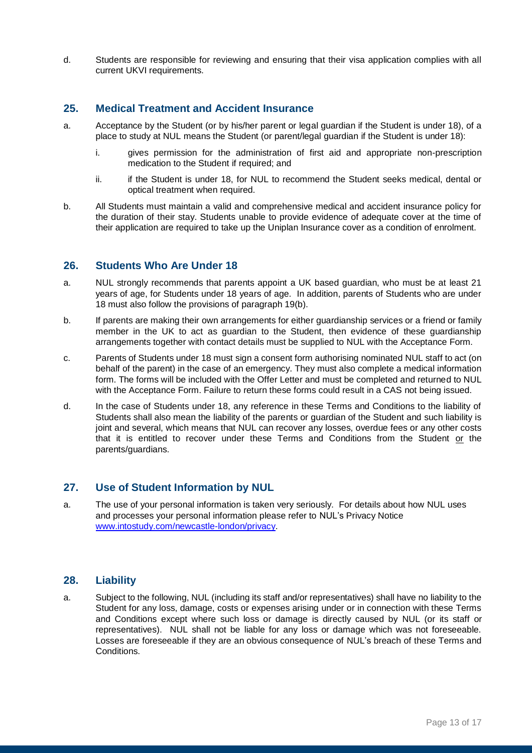d. Students are responsible for reviewing and ensuring that their visa application complies with all current UKVI requirements.

## 25. Medical Treatment and Accident Insurance

a. Acceptance by the Student (or by his/her parent or legal guardian if the Student is under 18), of a place to study at NUL means the Student (or parent/legal guardian if the Student is under 18):

   i. gives permission for the administration of first aid and appropriate non-prescription medication to the Student if required; and

   ii. if the Student is under 18, for NUL to recommend the Student seeks medical, dental or optical treatment when required.

b. All Students must maintain a valid and comprehensive medical and accident insurance policy for the duration of their stay. Students unable to provide evidence of adequate cover at the time of their application are required to take up the Uniplan Insurance cover as a condition of enrolment.

## 26. Students Who Are Under 18

a. NUL strongly recommends that parents appoint a UK based guardian, who must be at least 21 years of age, for Students under 18 years of age. In addition, parents of Students who are under 18 must also follow the provisions of paragraph 19(b).

b. If parents are making their own arrangements for either guardianship services or a friend or family member in the UK to act as guardian to the Student, then evidence of these guardianship arrangements together with contact details must be supplied to NUL with the Acceptance Form.

c. Parents of Students under 18 must sign a consent form authorising nominated NUL staff to act (on behalf of the parent) in the case of an emergency. They must also complete a medical information form. The forms will be included with the Offer Letter and must be completed and returned to NUL with the Acceptance Form. Failure to return these forms could result in a CAS not being issued.

d. In the case of Students under 18, any reference in these Terms and Conditions to the liability of Students shall also mean the liability of the parents or guardian of the Student and such liability is joint and several, which means that NUL can recover any losses, overdue fees or any other costs that it is entitled to recover under these Terms and Conditions from the Student <u>or</u> the parents/guardians.

## 27. Use of Student Information by NUL

a. The use of your personal information is taken very seriously. For details about how NUL uses and processes your personal information please refer to NUL's Privacy Notice [www.intostudy.com/newcastle-london/privacy](www.intostudy.com/newcastle-london/privacy).

## 28. Liability

a. Subject to the following, NUL (including its staff and/or representatives) shall have no liability to the Student for any loss, damage, costs or expenses arising under or in connection with these Terms and Conditions except where such loss or damage is directly caused by NUL (or its staff or representatives). NUL shall not be liable for any loss or damage which was not foreseeable. Losses are foreseeable if they are an obvious consequence of NUL's breach of these Terms and Conditions.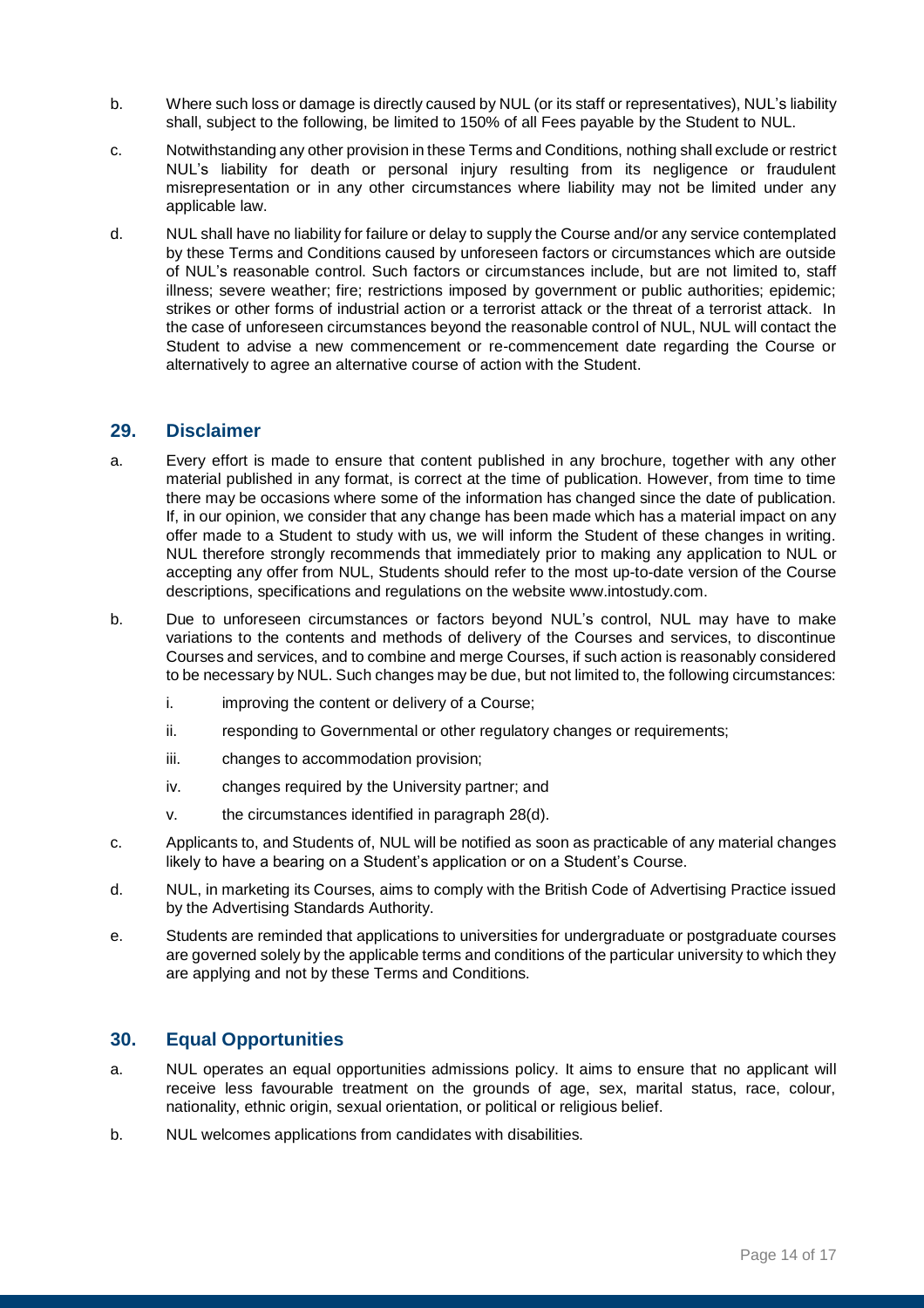b. Where such loss or damage is directly caused by NUL (or its staff or representatives), NUL's liability shall, subject to the following, be limited to 150% of all Fees payable by the Student to NUL.

c. Notwithstanding any other provision in these Terms and Conditions, nothing shall exclude or restrict NUL's liability for death or personal injury resulting from its negligence or fraudulent misrepresentation or in any other circumstances where liability may not be limited under any applicable law.

d. NUL shall have no liability for failure or delay to supply the Course and/or any service contemplated by these Terms and Conditions caused by unforeseen factors or circumstances which are outside of NUL's reasonable control. Such factors or circumstances include, but are not limited to, staff illness; severe weather; fire; restrictions imposed by government or public authorities; epidemic; strikes or other forms of industrial action or a terrorist attack or the threat of a terrorist attack. In the case of unforeseen circumstances beyond the reasonable control of NUL, NUL will contact the Student to advise a new commencement or re-commencement date regarding the Course or alternatively to agree an alternative course of action with the Student.

## 29. Disclaimer

a. Every effort is made to ensure that content published in any brochure, together with any other material published in any format, is correct at the time of publication. However, from time to time there may be occasions where some of the information has changed since the date of publication. If, in our opinion, we consider that any change has been made which has a material impact on any offer made to a Student to study with us, we will inform the Student of these changes in writing. NUL therefore strongly recommends that immediately prior to making any application to NUL or accepting any offer from NUL, Students should refer to the most up-to-date version of the Course descriptions, specifications and regulations on the website www.intostudy.com.

b. Due to unforeseen circumstances or factors beyond NUL's control, NUL may have to make variations to the contents and methods of delivery of the Courses and services, to discontinue Courses and services, and to combine and merge Courses, if such action is reasonably considered to be necessary by NUL. Such changes may be due, but not limited to, the following circumstances:

   i. improving the content or delivery of a Course;

   ii. responding to Governmental or other regulatory changes or requirements;

   iii. changes to accommodation provision;

   iv. changes required by the University partner; and

   v. the circumstances identified in paragraph 28(d).

c. Applicants to, and Students of, NUL will be notified as soon as practicable of any material changes likely to have a bearing on a Student's application or on a Student's Course.

d. NUL, in marketing its Courses, aims to comply with the British Code of Advertising Practice issued by the Advertising Standards Authority.

e. Students are reminded that applications to universities for undergraduate or postgraduate courses are governed solely by the applicable terms and conditions of the particular university to which they are applying and not by these Terms and Conditions.

## 30. Equal Opportunities

a. NUL operates an equal opportunities admissions policy. It aims to ensure that no applicant will receive less favourable treatment on the grounds of age, sex, marital status, race, colour, nationality, ethnic origin, sexual orientation, or political or religious belief.

b. NUL welcomes applications from candidates with disabilities.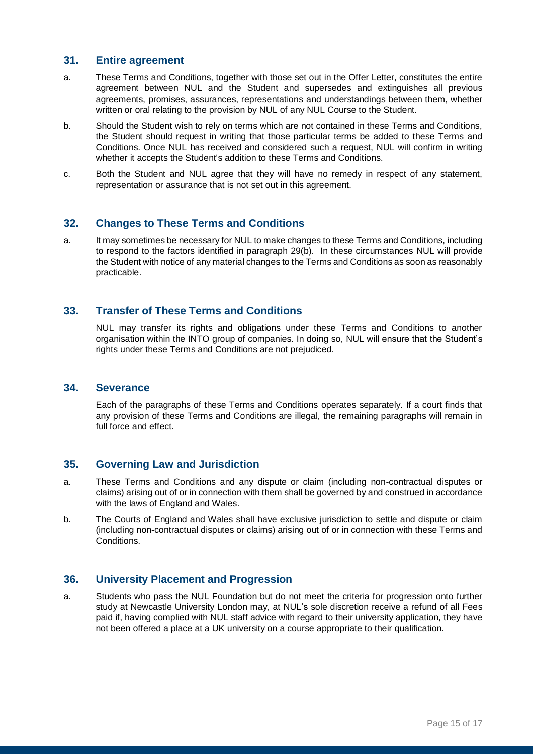## 31. Entire agreement

a. These Terms and Conditions, together with those set out in the Offer Letter, constitutes the entire agreement between NUL and the Student and supersedes and extinguishes all previous agreements, promises, assurances, representations and understandings between them, whether written or oral relating to the provision by NUL of any NUL Course to the Student.

b. Should the Student wish to rely on terms which are not contained in these Terms and Conditions, the Student should request in writing that those particular terms be added to these Terms and Conditions. Once NUL has received and considered such a request, NUL will confirm in writing whether it accepts the Student's addition to these Terms and Conditions.

c. Both the Student and NUL agree that they will have no remedy in respect of any statement, representation or assurance that is not set out in this agreement.

## 32. Changes to These Terms and Conditions

a. It may sometimes be necessary for NUL to make changes to these Terms and Conditions, including to respond to the factors identified in paragraph 29(b). In these circumstances NUL will provide the Student with notice of any material changes to the Terms and Conditions as soon as reasonably practicable.

## 33. Transfer of These Terms and Conditions

NUL may transfer its rights and obligations under these Terms and Conditions to another organisation within the INTO group of companies. In doing so, NUL will ensure that the Student's rights under these Terms and Conditions are not prejudiced.

## 34. Severance

Each of the paragraphs of these Terms and Conditions operates separately. If a court finds that any provision of these Terms and Conditions are illegal, the remaining paragraphs will remain in full force and effect.

## 35. Governing Law and Jurisdiction

a. These Terms and Conditions and any dispute or claim (including non-contractual disputes or claims) arising out of or in connection with them shall be governed by and construed in accordance with the laws of England and Wales.

b. The Courts of England and Wales shall have exclusive jurisdiction to settle and dispute or claim (including non-contractual disputes or claims) arising out of or in connection with these Terms and Conditions.

## 36. University Placement and Progression

a. Students who pass the NUL Foundation but do not meet the criteria for progression onto further study at Newcastle University London may, at NUL's sole discretion receive a refund of all Fees paid if, having complied with NUL staff advice with regard to their university application, they have not been offered a place at a UK university on a course appropriate to their qualification.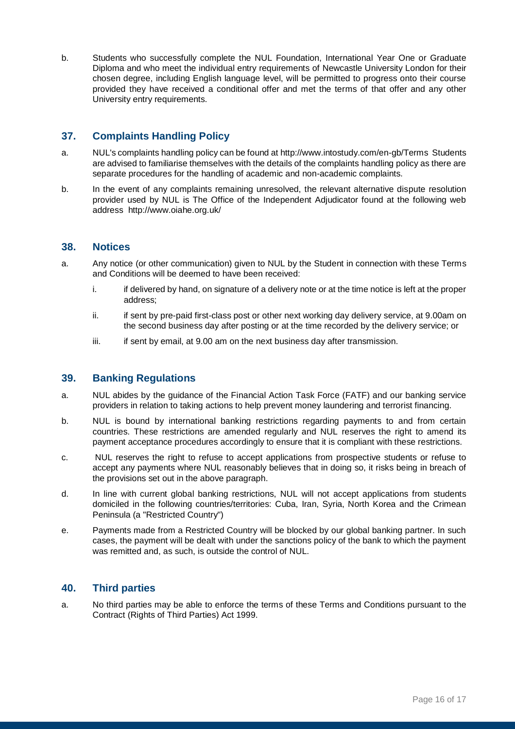b. Students who successfully complete the NUL Foundation, International Year One or Graduate Diploma and who meet the individual entry requirements of Newcastle University London for their chosen degree, including English language level, will be permitted to progress onto their course provided they have received a conditional offer and met the terms of that offer and any other University entry requirements.

## 37. Complaints Handling Policy

a. NUL's complaints handling policy can be found at http://www.intostudy.com/en-gb/Terms Students are advised to familiarise themselves with the details of the complaints handling policy as there are separate procedures for the handling of academic and non-academic complaints.

b. In the event of any complaints remaining unresolved, the relevant alternative dispute resolution provider used by NUL is The Office of the Independent Adjudicator found at the following web address http://www.oiahe.org.uk/

## 38. Notices

a. Any notice (or other communication) given to NUL by the Student in connection with these Terms and Conditions will be deemed to have been received:

   i. if delivered by hand, on signature of a delivery note or at the time notice is left at the proper address;

   ii. if sent by pre-paid first-class post or other next working day delivery service, at 9.00am on the second business day after posting or at the time recorded by the delivery service; or

   iii. if sent by email, at 9.00 am on the next business day after transmission.

## 39. Banking Regulations

a. NUL abides by the guidance of the Financial Action Task Force (FATF) and our banking service providers in relation to taking actions to help prevent money laundering and terrorist financing.

b. NUL is bound by international banking restrictions regarding payments to and from certain countries. These restrictions are amended regularly and NUL reserves the right to amend its payment acceptance procedures accordingly to ensure that it is compliant with these restrictions.

c. NUL reserves the right to refuse to accept applications from prospective students or refuse to accept any payments where NUL reasonably believes that in doing so, it risks being in breach of the provisions set out in the above paragraph.

d. In line with current global banking restrictions, NUL will not accept applications from students domiciled in the following countries/territories: Cuba, Iran, Syria, North Korea and the Crimean Peninsula (a "Restricted Country")

e. Payments made from a Restricted Country will be blocked by our global banking partner. In such cases, the payment will be dealt with under the sanctions policy of the bank to which the payment was remitted and, as such, is outside the control of NUL.

## 40. Third parties

a. No third parties may be able to enforce the terms of these Terms and Conditions pursuant to the Contract (Rights of Third Parties) Act 1999.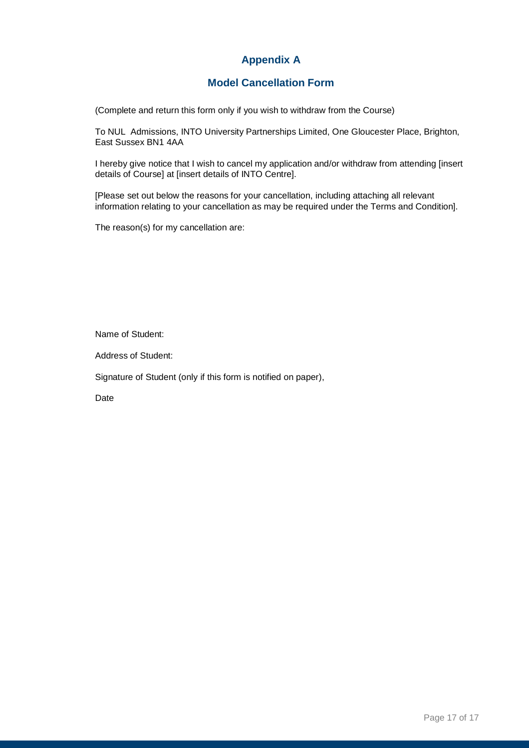# Appendix A

## Model Cancellation Form

(Complete and return this form only if you wish to withdraw from the Course)

To NUL Admissions, INTO University Partnerships Limited, One Gloucester Place, Brighton, East Sussex BN1 4AA

I hereby give notice that I wish to cancel my application and/or withdraw from attending [insert details of Course] at [insert details of INTO Centre].

[Please set out below the reasons for your cancellation, including attaching all relevant information relating to your cancellation as may be required under the Terms and Condition].

The reason(s) for my cancellation are:

Name of Student:

Address of Student:

Signature of Student (only if this form is notified on paper),

Date